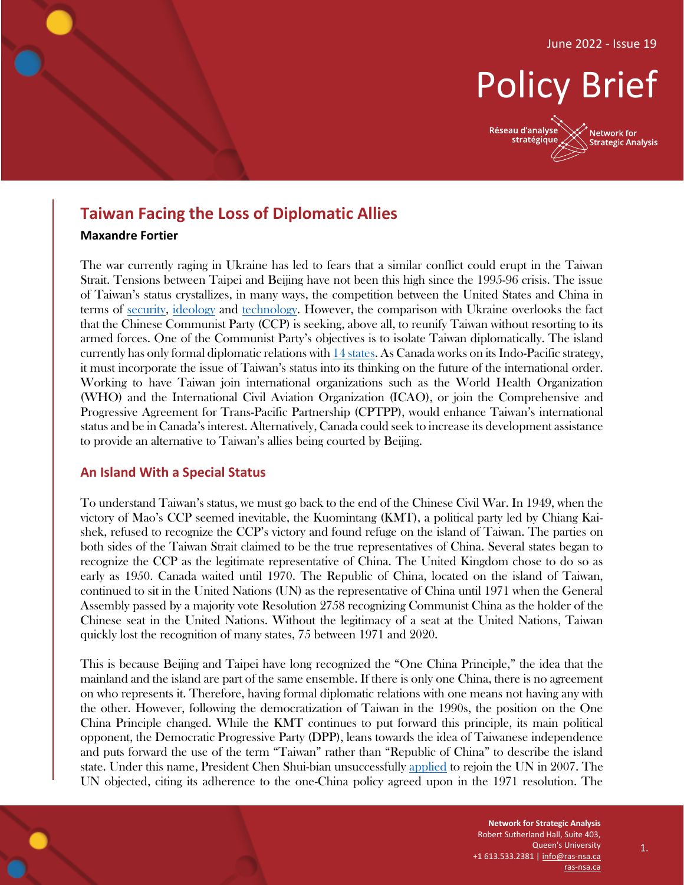# Policy Brief

June 2022 - Issue 19

Réseau d'analyse stratégique | Network for Strategic Analysis

## Taiwan Facing the Loss of Diplomatic Allies

**Maxandre Fortier**

The war currently raging in Ukraine has led to fears that a similar conflict could erupt in the Taiwan Strait. Tensions between Taipei and Beijing have not been this high since the 1995-96 crisis. The issue of Taiwan's status crystallizes, in many ways, the competition between the United States and China in terms of security, ideology and technology. However, the comparison with Ukraine overlooks the fact that the Chinese Communist Party (CCP) is seeking, above all, to reunify Taiwan without resorting to its armed forces. One of the Communist Party's objectives is to isolate Taiwan diplomatically. The island currently has only formal diplomatic relations with 14 states. As Canada works on its Indo-Pacific strategy, it must incorporate the issue of Taiwan's status into its thinking on the future of the international order. Working to have Taiwan join international organizations such as the World Health Organization (WHO) and the International Civil Aviation Organization (ICAO), or join the Comprehensive and Progressive Agreement for Trans-Pacific Partnership (CPTPP), would enhance Taiwan's international status and be in Canada's interest. Alternatively, Canada could seek to increase its development assistance to provide an alternative to Taiwan's allies being courted by Beijing.

### An Island With a Special Status

To understand Taiwan's status, we must go back to the end of the Chinese Civil War. In 1949, when the victory of Mao's CCP seemed inevitable, the Kuomintang (KMT), a political party led by Chiang Kai-shek, refused to recognize the CCP's victory and found refuge on the island of Taiwan. The parties on both sides of the Taiwan Strait claimed to be the true representatives of China. Several states began to recognize the CCP as the legitimate representative of China. The United Kingdom chose to do so as early as 1950. Canada waited until 1970. The Republic of China, located on the island of Taiwan, continued to sit in the United Nations (UN) as the representative of China until 1971 when the General Assembly passed by a majority vote Resolution 2758 recognizing Communist China as the holder of the Chinese seat in the United Nations. Without the legitimacy of a seat at the United Nations, Taiwan quickly lost the recognition of many states, 75 between 1971 and 2020.

This is because Beijing and Taipei have long recognized the "One China Principle," the idea that the mainland and the island are part of the same ensemble. If there is only one China, there is no agreement on who represents it. Therefore, having formal diplomatic relations with one means not having any with the other. However, following the democratization of Taiwan in the 1990s, the position on the One China Principle changed. While the KMT continues to put forward this principle, its main political opponent, the Democratic Progressive Party (DPP), leans towards the idea of Taiwanese independence and puts forward the use of the term "Taiwan" rather than "Republic of China" to describe the island state. Under this name, President Chen Shui-bian unsuccessfully applied to rejoin the UN in 2007. The UN objected, citing its adherence to the one-China policy agreed upon in the 1971 resolution. The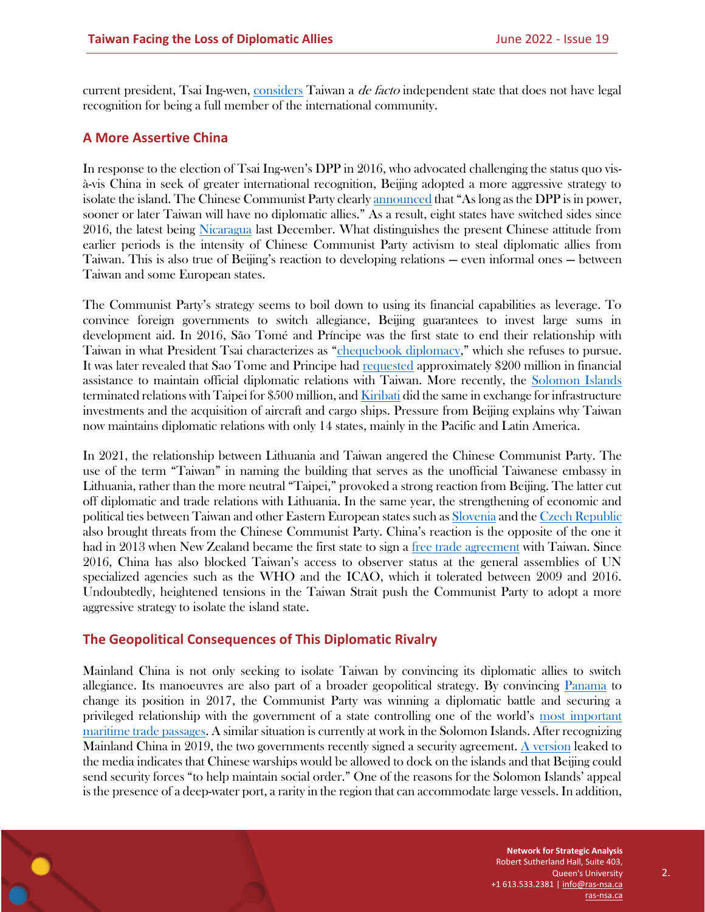current president, Tsai Ing-wen, considers Taiwan a *de facto* independent state that does not have legal recognition for being a full member of the international community.

## A More Assertive China

In response to the election of Tsai Ing-wen's DPP in 2016, who advocated challenging the status quo vis-à-vis China in seek of greater international recognition, Beijing adopted a more aggressive strategy to isolate the island. The Chinese Communist Party clearly announced that "As long as the DPP is in power, sooner or later Taiwan will have no diplomatic allies." As a result, eight states have switched sides since 2016, the latest being Nicaragua last December. What distinguishes the present Chinese attitude from earlier periods is the intensity of Chinese Communist Party activism to steal diplomatic allies from Taiwan. This is also true of Beijing's reaction to developing relations — even informal ones — between Taiwan and some European states.

The Communist Party's strategy seems to boil down to using its financial capabilities as leverage. To convince foreign governments to switch allegiance, Beijing guarantees to invest large sums in development aid. In 2016, São Tomé and Príncipe was the first state to end their relationship with Taiwan in what President Tsai characterizes as "chequebook diplomacy," which she refuses to pursue. It was later revealed that Sao Tome and Principe had requested approximately $200 million in financial assistance to maintain official diplomatic relations with Taiwan. More recently, the Solomon Islands terminated relations with Taipei for $500 million, and Kiribati did the same in exchange for infrastructure investments and the acquisition of aircraft and cargo ships. Pressure from Beijing explains why Taiwan now maintains diplomatic relations with only 14 states, mainly in the Pacific and Latin America.

In 2021, the relationship between Lithuania and Taiwan angered the Chinese Communist Party. The use of the term "Taiwan" in naming the building that serves as the unofficial Taiwanese embassy in Lithuania, rather than the more neutral "Taipei," provoked a strong reaction from Beijing. The latter cut off diplomatic and trade relations with Lithuania. In the same year, the strengthening of economic and political ties between Taiwan and other Eastern European states such as Slovenia and the Czech Republic also brought threats from the Chinese Communist Party. China's reaction is the opposite of the one it had in 2013 when New Zealand became the first state to sign a free trade agreement with Taiwan. Since 2016, China has also blocked Taiwan's access to observer status at the general assemblies of UN specialized agencies such as the WHO and the ICAO, which it tolerated between 2009 and 2016. Undoubtedly, heightened tensions in the Taiwan Strait push the Communist Party to adopt a more aggressive strategy to isolate the island state.

## The Geopolitical Consequences of This Diplomatic Rivalry

Mainland China is not only seeking to isolate Taiwan by convincing its diplomatic allies to switch allegiance. Its manoeuvres are also part of a broader geopolitical strategy. By convincing Panama to change its position in 2017, the Communist Party was winning a diplomatic battle and securing a privileged relationship with the government of a state controlling one of the world's most important maritime trade passages. A similar situation is currently at work in the Solomon Islands. After recognizing Mainland China in 2019, the two governments recently signed a security agreement. A version leaked to the media indicates that Chinese warships would be allowed to dock on the islands and that Beijing could send security forces "to help maintain social order." One of the reasons for the Solomon Islands' appeal is the presence of a deep-water port, a rarity in the region that can accommodate large vessels. In addition,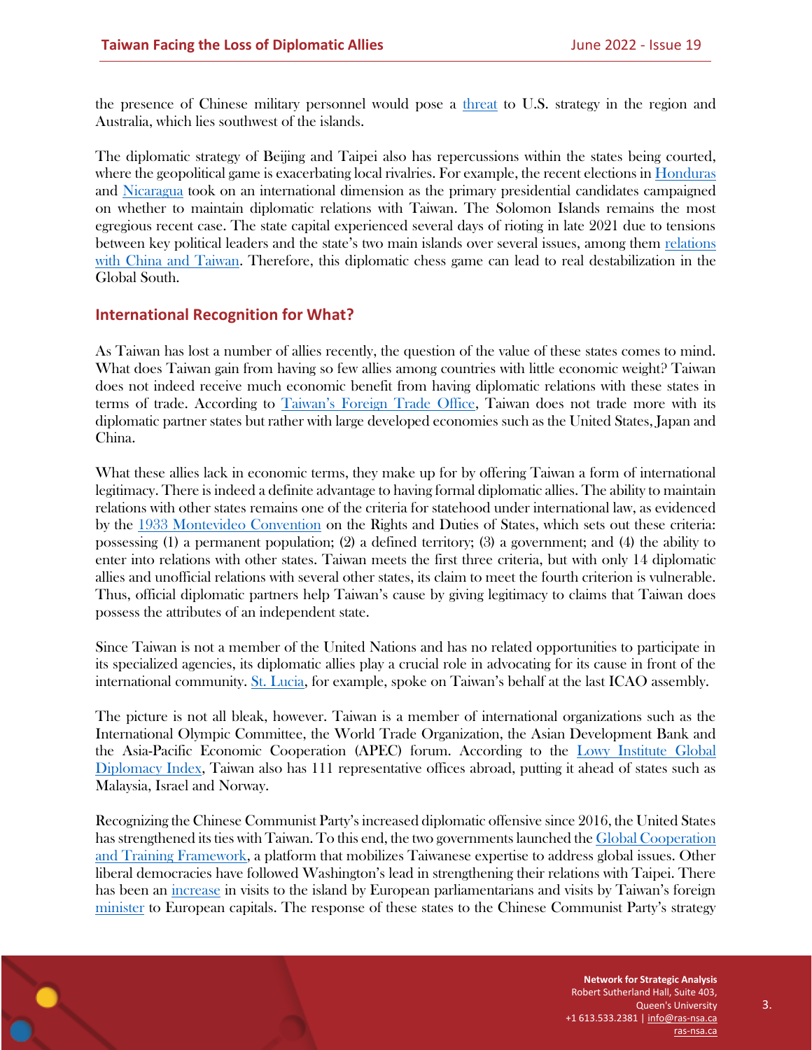the presence of Chinese military personnel would pose a threat to U.S. strategy in the region and Australia, which lies southwest of the islands.

The diplomatic strategy of Beijing and Taipei also has repercussions within the states being courted, where the geopolitical game is exacerbating local rivalries. For example, the recent elections in Honduras and Nicaragua took on an international dimension as the primary presidential candidates campaigned on whether to maintain diplomatic relations with Taiwan. The Solomon Islands remains the most egregious recent case. The state capital experienced several days of rioting in late 2021 due to tensions between key political leaders and the state's two main islands over several issues, among them relations with China and Taiwan. Therefore, this diplomatic chess game can lead to real destabilization in the Global South.

## International Recognition for What?

As Taiwan has lost a number of allies recently, the question of the value of these states comes to mind. What does Taiwan gain from having so few allies among countries with little economic weight? Taiwan does not indeed receive much economic benefit from having diplomatic relations with these states in terms of trade. According to Taiwan's Foreign Trade Office, Taiwan does not trade more with its diplomatic partner states but rather with large developed economies such as the United States, Japan and China.

What these allies lack in economic terms, they make up for by offering Taiwan a form of international legitimacy. There is indeed a definite advantage to having formal diplomatic allies. The ability to maintain relations with other states remains one of the criteria for statehood under international law, as evidenced by the 1933 Montevideo Convention on the Rights and Duties of States, which sets out these criteria: possessing (1) a permanent population; (2) a defined territory; (3) a government; and (4) the ability to enter into relations with other states. Taiwan meets the first three criteria, but with only 14 diplomatic allies and unofficial relations with several other states, its claim to meet the fourth criterion is vulnerable. Thus, official diplomatic partners help Taiwan's cause by giving legitimacy to claims that Taiwan does possess the attributes of an independent state.

Since Taiwan is not a member of the United Nations and has no related opportunities to participate in its specialized agencies, its diplomatic allies play a crucial role in advocating for its cause in front of the international community. St. Lucia, for example, spoke on Taiwan's behalf at the last ICAO assembly.

The picture is not all bleak, however. Taiwan is a member of international organizations such as the International Olympic Committee, the World Trade Organization, the Asian Development Bank and the Asia-Pacific Economic Cooperation (APEC) forum. According to the Lowy Institute Global Diplomacy Index, Taiwan also has 111 representative offices abroad, putting it ahead of states such as Malaysia, Israel and Norway.

Recognizing the Chinese Communist Party's increased diplomatic offensive since 2016, the United States has strengthened its ties with Taiwan. To this end, the two governments launched the Global Cooperation and Training Framework, a platform that mobilizes Taiwanese expertise to address global issues. Other liberal democracies have followed Washington's lead in strengthening their relations with Taipei. There has been an increase in visits to the island by European parliamentarians and visits by Taiwan's foreign minister to European capitals. The response of these states to the Chinese Communist Party's strategy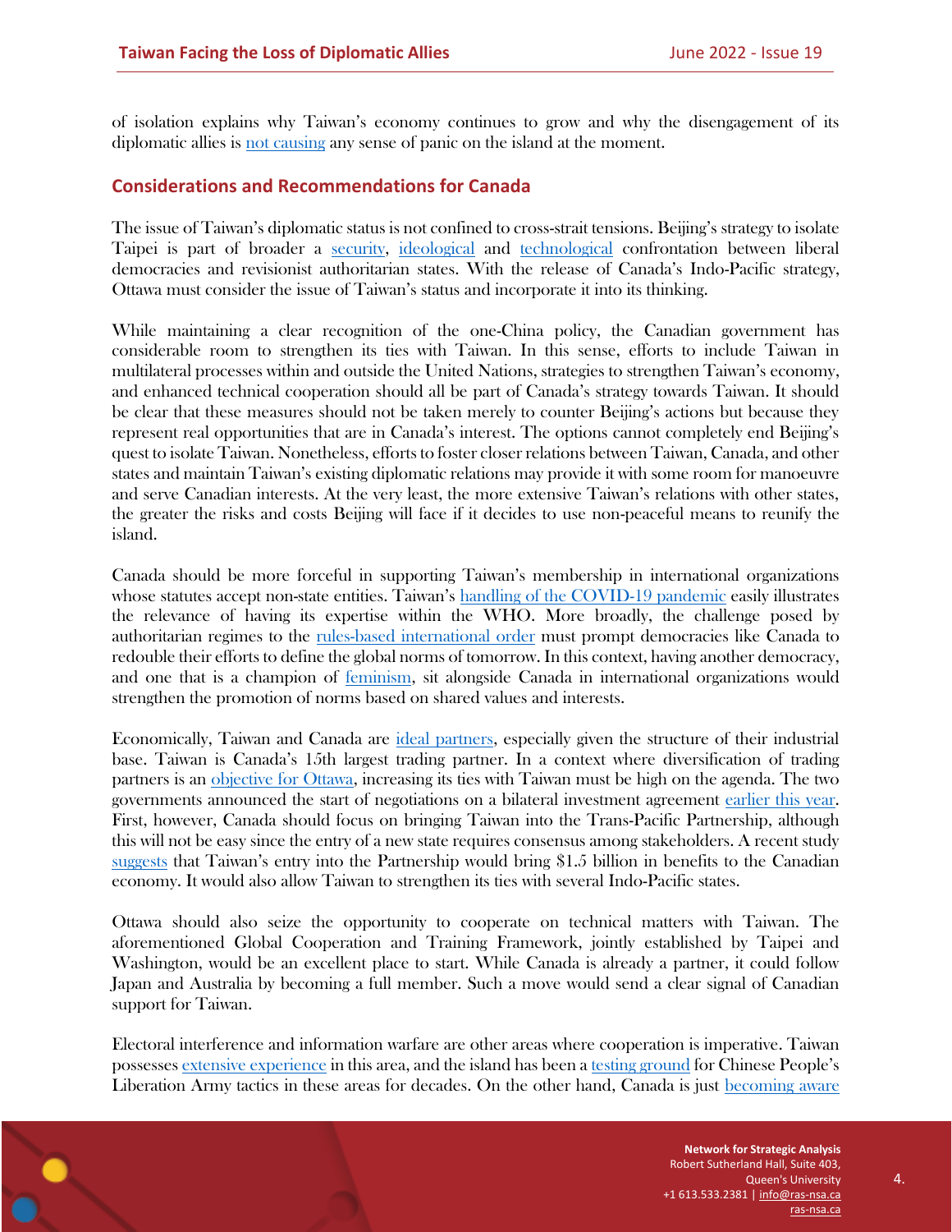of isolation explains why Taiwan's economy continues to grow and why the disengagement of its diplomatic allies is not causing any sense of panic on the island at the moment.

## Considerations and Recommendations for Canada

The issue of Taiwan's diplomatic status is not confined to cross-strait tensions. Beijing's strategy to isolate Taipei is part of broader a security, ideological and technological confrontation between liberal democracies and revisionist authoritarian states. With the release of Canada's Indo-Pacific strategy, Ottawa must consider the issue of Taiwan's status and incorporate it into its thinking.

While maintaining a clear recognition of the one-China policy, the Canadian government has considerable room to strengthen its ties with Taiwan. In this sense, efforts to include Taiwan in multilateral processes within and outside the United Nations, strategies to strengthen Taiwan's economy, and enhanced technical cooperation should all be part of Canada's strategy towards Taiwan. It should be clear that these measures should not be taken merely to counter Beijing's actions but because they represent real opportunities that are in Canada's interest. The options cannot completely end Beijing's quest to isolate Taiwan. Nonetheless, efforts to foster closer relations between Taiwan, Canada, and other states and maintain Taiwan's existing diplomatic relations may provide it with some room for manoeuvre and serve Canadian interests. At the very least, the more extensive Taiwan's relations with other states, the greater the risks and costs Beijing will face if it decides to use non-peaceful means to reunify the island.

Canada should be more forceful in supporting Taiwan's membership in international organizations whose statutes accept non-state entities. Taiwan's handling of the COVID-19 pandemic easily illustrates the relevance of having its expertise within the WHO. More broadly, the challenge posed by authoritarian regimes to the rules-based international order must prompt democracies like Canada to redouble their efforts to define the global norms of tomorrow. In this context, having another democracy, and one that is a champion of feminism, sit alongside Canada in international organizations would strengthen the promotion of norms based on shared values and interests.

Economically, Taiwan and Canada are ideal partners, especially given the structure of their industrial base. Taiwan is Canada's 15th largest trading partner. In a context where diversification of trading partners is an objective for Ottawa, increasing its ties with Taiwan must be high on the agenda. The two governments announced the start of negotiations on a bilateral investment agreement earlier this year. First, however, Canada should focus on bringing Taiwan into the Trans-Pacific Partnership, although this will not be easy since the entry of a new state requires consensus among stakeholders. A recent study suggests that Taiwan's entry into the Partnership would bring $1.5 billion in benefits to the Canadian economy. It would also allow Taiwan to strengthen its ties with several Indo-Pacific states.

Ottawa should also seize the opportunity to cooperate on technical matters with Taiwan. The aforementioned Global Cooperation and Training Framework, jointly established by Taipei and Washington, would be an excellent place to start. While Canada is already a partner, it could follow Japan and Australia by becoming a full member. Such a move would send a clear signal of Canadian support for Taiwan.

Electoral interference and information warfare are other areas where cooperation is imperative. Taiwan possesses extensive experience in this area, and the island has been a testing ground for Chinese People's Liberation Army tactics in these areas for decades. On the other hand, Canada is just becoming aware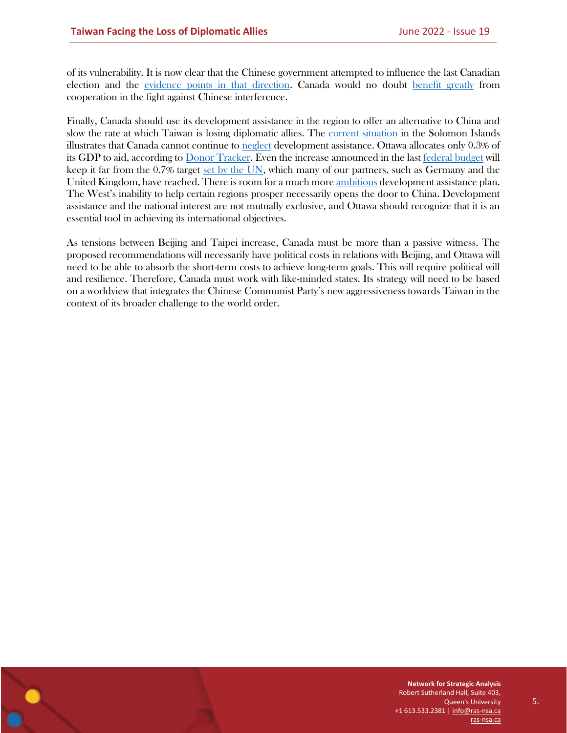of its vulnerability. It is now clear that the Chinese government attempted to influence the last Canadian election and the evidence points in that direction. Canada would no doubt benefit greatly from cooperation in the fight against Chinese interference.

Finally, Canada should use its development assistance in the region to offer an alternative to China and slow the rate at which Taiwan is losing diplomatic allies. The current situation in the Solomon Islands illustrates that Canada cannot continue to neglect development assistance. Ottawa allocates only 0.3% of its GDP to aid, according to Donor Tracker. Even the increase announced in the last federal budget will keep it far from the 0.7% target set by the UN, which many of our partners, such as Germany and the United Kingdom, have reached. There is room for a much more ambitious development assistance plan. The West's inability to help certain regions prosper necessarily opens the door to China. Development assistance and the national interest are not mutually exclusive, and Ottawa should recognize that it is an essential tool in achieving its international objectives.

As tensions between Beijing and Taipei increase, Canada must be more than a passive witness. The proposed recommendations will necessarily have political costs in relations with Beijing, and Ottawa will need to be able to absorb the short-term costs to achieve long-term goals. This will require political will and resilience. Therefore, Canada must work with like-minded states. Its strategy will need to be based on a worldview that integrates the Chinese Communist Party's new aggressiveness towards Taiwan in the context of its broader challenge to the world order.

**Network for Strategic Analysis**
Robert Sutherland Hall, Suite 403,
Queen's University
+1 613.533.2381 | info@ras-nsa.ca
ras-nsa.ca